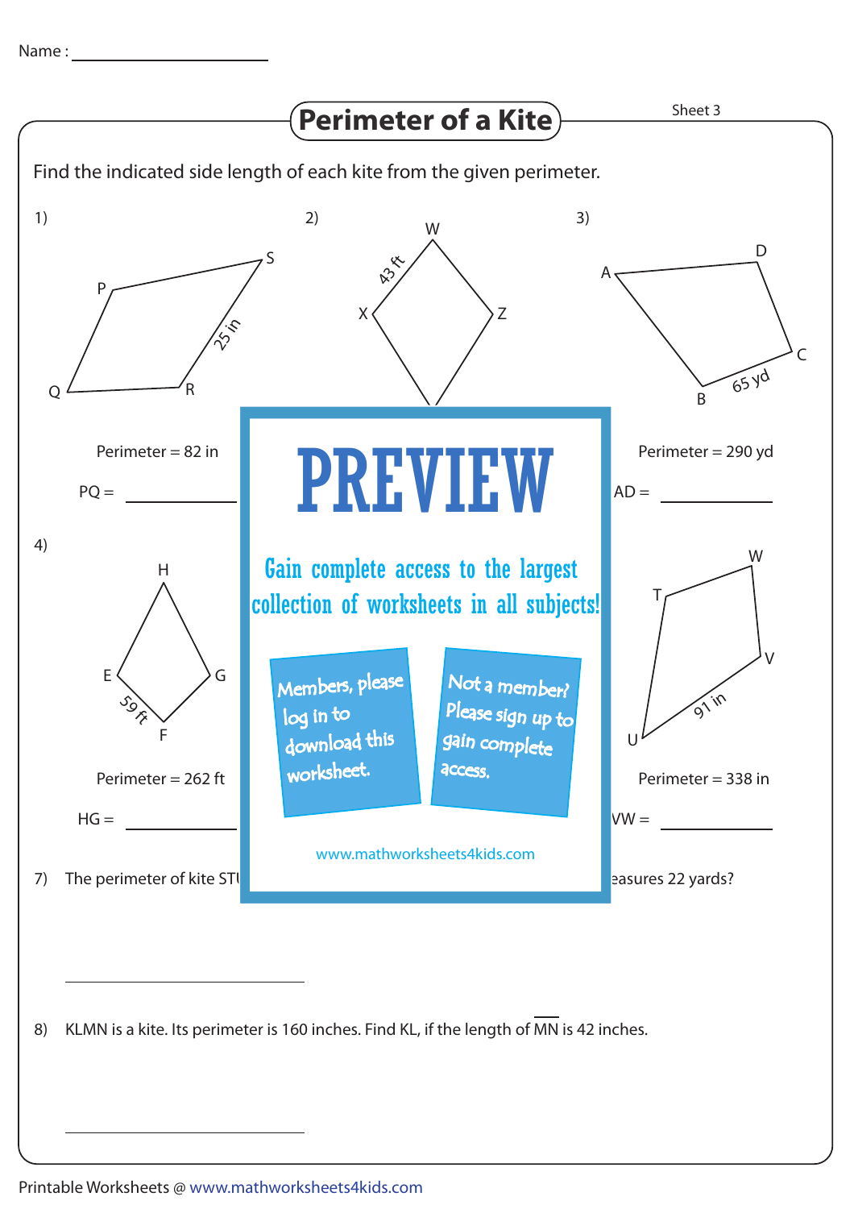Name : ____________________

# Perimeter of a Kite

Sheet 3

Find the indicated side length of each kite from the given perimeter.

1) P, Q, R, S — 25 in

Perimeter = 82 in

PQ = ____________

2) W, X, Z — 43 ft

3) A, B, C, D — 65 yd

Perimeter = 290 yd

AD = ____________

4) H, E, G, F — 59 ft

Perimeter = 262 ft

HG = ____________

T, W, V, U — 91 in

Perimeter = 338 in

VW = ____________

# PREVIEW

Gain complete access to the largest collection of worksheets in all subjects!

Members, please log in to download this worksheet.

Not a member? Please sign up to gain complete access.

www.mathworksheets4kids.com

7) The perimeter of kite STU ... easures 22 yards?

____________________

8) KLMN is a kite. Its perimeter is 160 inches. Find KL, if the length of $\overline{MN}$ is 42 inches.

____________________

Printable Worksheets @ www.mathworksheets4kids.com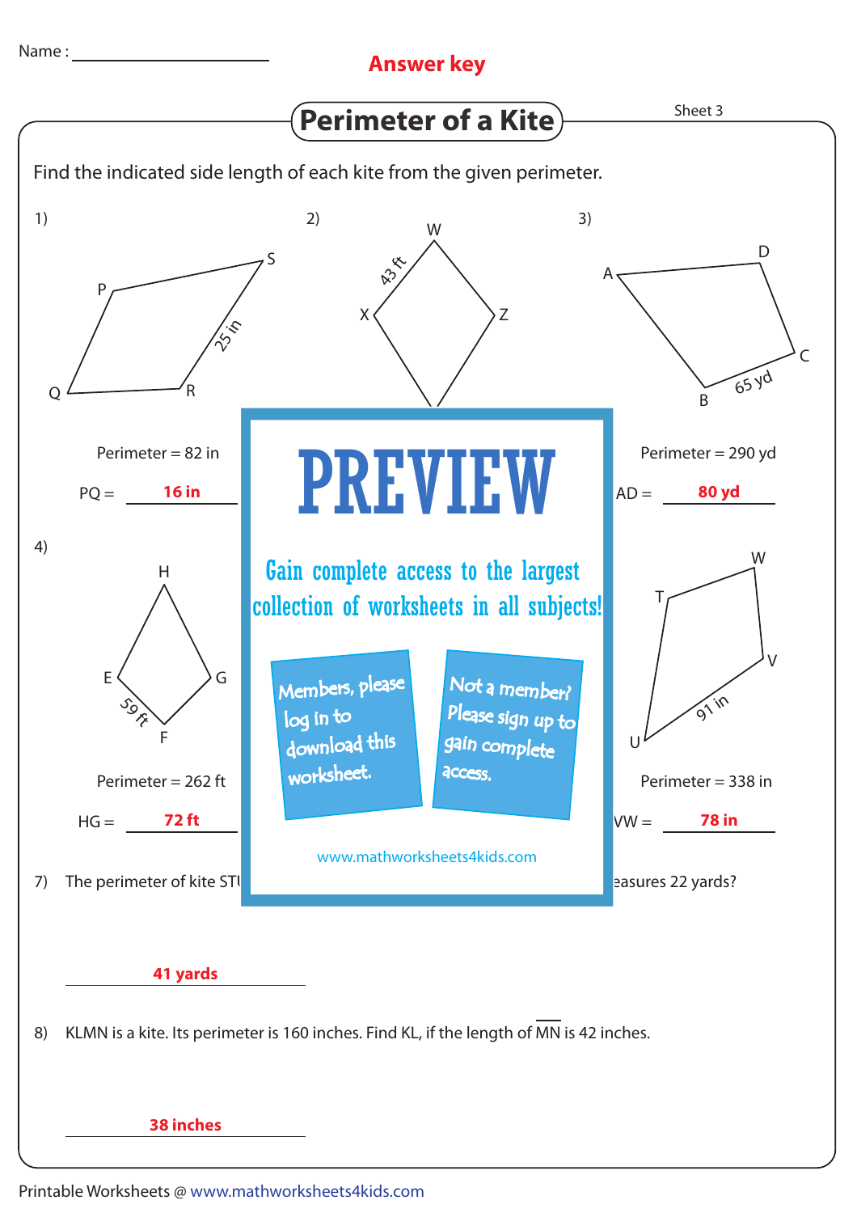Name : ____________________

**Answer key**

# Perimeter of a Kite

Sheet 3

Find the indicated side length of each kite from the given perimeter.

1)

S
P
25 in
Q
R

Perimeter = 82 in

PQ = **16 in**

2)

W
43 ft
X
Z

3)

D
A
C
B
65 yd

Perimeter = 290 yd

AD = **80 yd**

4)

H
E
G
59 ft
F

Perimeter = 262 ft

HG = **72 ft**

W
T
V
91 in
U

Perimeter = 338 in

VW = **78 in**

# PREVIEW

Gain complete access to the largest collection of worksheets in all subjects!

Members, please log in to download this worksheet.

Not a member? Please sign up to gain complete access.

www.mathworksheets4kids.com

7) The perimeter of kite STU ... easures 22 yards?

**41 yards**

8) KLMN is a kite. Its perimeter is 160 inches. Find KL, if the length of $\overline{MN}$ is 42 inches.

**38 inches**

Printable Worksheets @ www.mathworksheets4kids.com